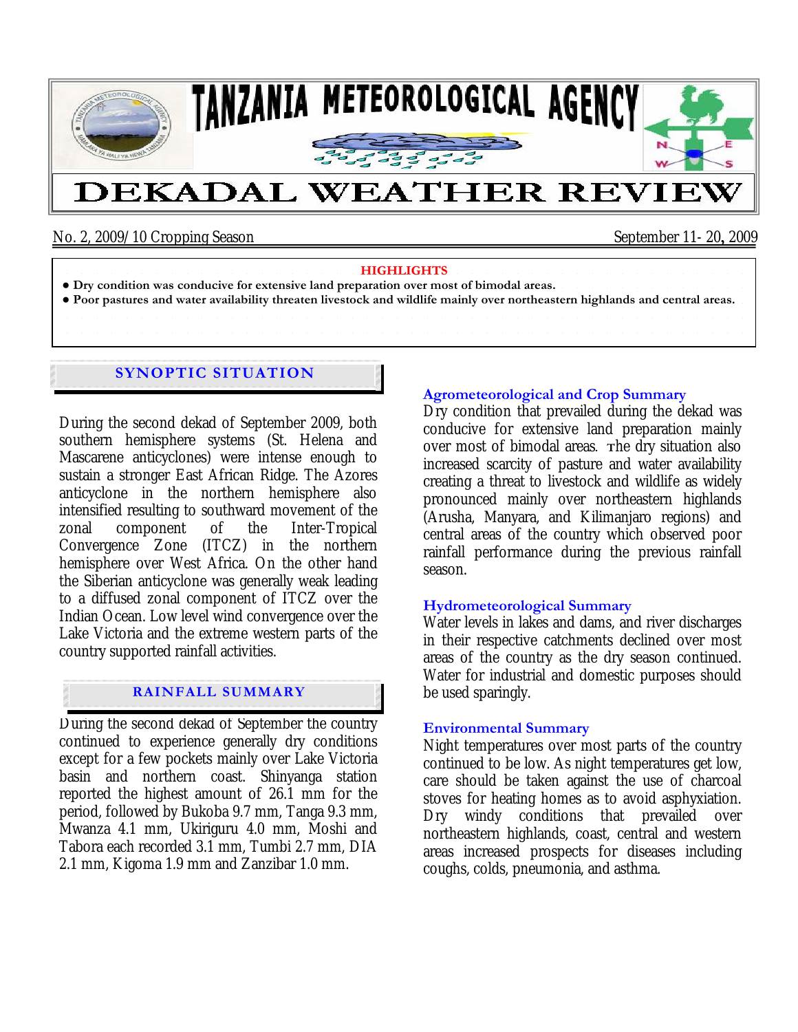# TANZANIA METEOROLOGICAL AGENCY

# DEKADAL WEATHER REVIEW

No. 2, 2009/10 Cropping Season — September 11- 20, 2009

**HIGHLIGHTS**

- **Dry condition was conducive for extensive land preparation over most of bimodal areas.**
- **Poor pastures and water availability threaten livestock and wildlife mainly over northeastern highlands and central areas.**

## SYNOPTIC SITUATION

During the second dekad of September 2009, both southern hemisphere systems (St. Helena and Mascarene anticyclones) were intense enough to sustain a stronger East African Ridge. The Azores anticyclone in the northern hemisphere also intensified resulting to southward movement of the zonal component of the Inter-Tropical Convergence Zone (ITCZ) in the northern hemisphere over West Africa. On the other hand the Siberian anticyclone was generally weak leading to a diffused zonal component of ITCZ over the Indian Ocean. Low level wind convergence over the Lake Victoria and the extreme western parts of the country supported rainfall activities.

## RAINFALL SUMMARY

During the second dekad of September the country continued to experience generally dry conditions except for a few pockets mainly over Lake Victoria basin and northern coast. Shinyanga station reported the highest amount of 26.1 mm for the period, followed by Bukoba 9.7 mm, Tanga 9.3 mm, Mwanza 4.1 mm, Ukiriguru 4.0 mm, Moshi and Tabora each recorded 3.1 mm, Tumbi 2.7 mm, DIA 2.1 mm, Kigoma 1.9 mm and Zanzibar 1.0 mm.

### Agrometeorological and Crop Summary

Dry condition that prevailed during the dekad was conducive for extensive land preparation mainly over most of bimodal areas. The dry situation also increased scarcity of pasture and water availability creating a threat to livestock and wildlife as widely pronounced mainly over northeastern highlands (Arusha, Manyara, and Kilimanjaro regions) and central areas of the country which observed poor rainfall performance during the previous rainfall season.

### Hydrometeorological Summary

Water levels in lakes and dams, and river discharges in their respective catchments declined over most areas of the country as the dry season continued. Water for industrial and domestic purposes should be used sparingly.

### Environmental Summary

Night temperatures over most parts of the country continued to be low. As night temperatures get low, care should be taken against the use of charcoal stoves for heating homes as to avoid asphyxiation. Dry windy conditions that prevailed over northeastern highlands, coast, central and western areas increased prospects for diseases including coughs, colds, pneumonia, and asthma.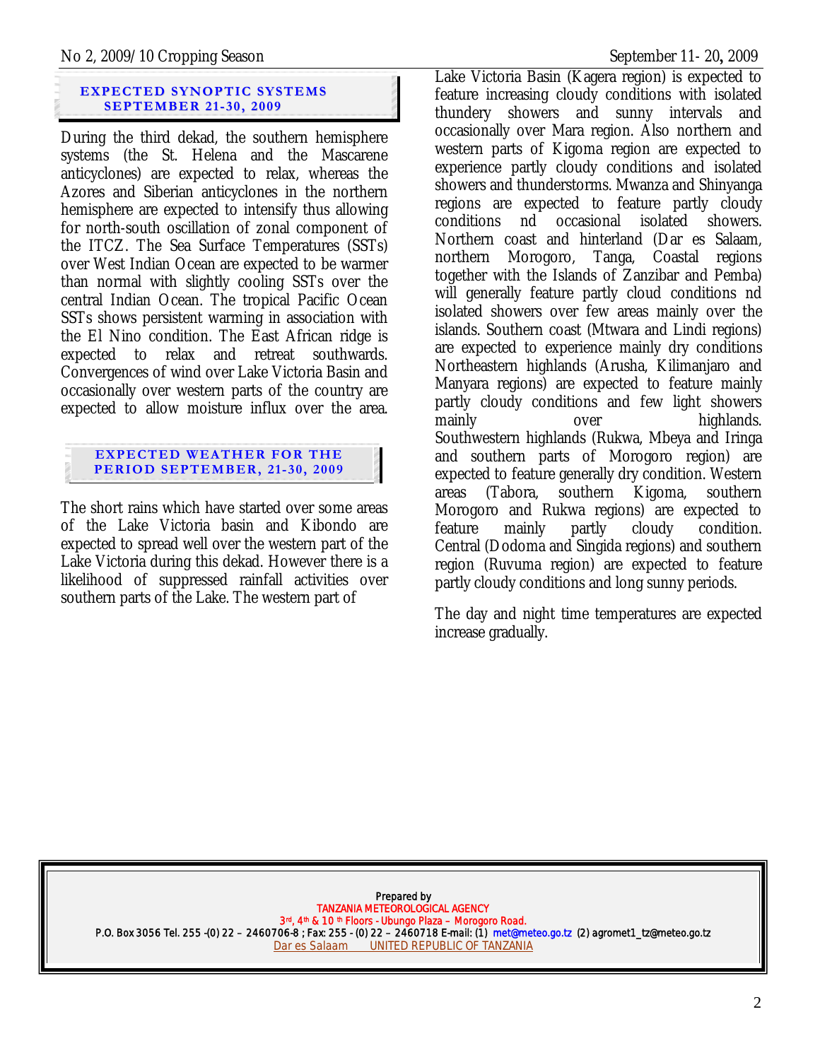## EXPECTED SYNOPTIC SYSTEMS SEPTEMBER 21-30, 2009

During the third dekad, the southern hemisphere systems (the St. Helena and the Mascarene anticyclones) are expected to relax, whereas the Azores and Siberian anticyclones in the northern hemisphere are expected to intensify thus allowing for north-south oscillation of zonal component of the ITCZ. The Sea Surface Temperatures (SSTs) over West Indian Ocean are expected to be warmer than normal with slightly cooling SSTs over the central Indian Ocean. The tropical Pacific Ocean SSTs shows persistent warming in association with the El Nino condition. The East African ridge is expected to relax and retreat southwards. Convergences of wind over Lake Victoria Basin and occasionally over western parts of the country are expected to allow moisture influx over the area.

## EXPECTED WEATHER FOR THE PERIOD SEPTEMBER, 21-30, 2009

The short rains which have started over some areas of the Lake Victoria basin and Kibondo are expected to spread well over the western part of the Lake Victoria during this dekad. However there is a likelihood of suppressed rainfall activities over southern parts of the Lake. The western part of Lake Victoria Basin (Kagera region) is expected to feature increasing cloudy conditions with isolated thundery showers and sunny intervals and occasionally over Mara region. Also northern and western parts of Kigoma region are expected to experience partly cloudy conditions and isolated showers and thunderstorms. Mwanza and Shinyanga regions are expected to feature partly cloudy conditions nd occasional isolated showers. Northern coast and hinterland (Dar es Salaam, northern Morogoro, Tanga, Coastal regions together with the Islands of Zanzibar and Pemba) will generally feature partly cloud conditions nd isolated showers over few areas mainly over the islands. Southern coast (Mtwara and Lindi regions) are expected to experience mainly dry conditions Northeastern highlands (Arusha, Kilimanjaro and Manyara regions) are expected to feature mainly partly cloudy conditions and few light showers mainly over highlands. Southwestern highlands (Rukwa, Mbeya and Iringa and southern parts of Morogoro region) are expected to feature generally dry condition. Western areas (Tabora, southern Kigoma, southern Morogoro and Rukwa regions) are expected to feature mainly partly cloudy condition. Central (Dodoma and Singida regions) and southern region (Ruvuma region) are expected to feature partly cloudy conditions and long sunny periods.

The day and night time temperatures are expected increase gradually.

Prepared by
TANZANIA METEOROLOGICAL AGENCY
3rd, 4th & 10 th Floors - Ubungo Plaza – Morogoro Road.
P.O. Box 3056 Tel. 255 -(0) 22 – 2460706-8 ; Fax: 255 - (0) 22 – 2460718 E-mail: (1) met@meteo.go.tz (2) agromet1_tz@meteo.go.tz
Dar es Salaam UNITED REPUBLIC OF TANZANIA